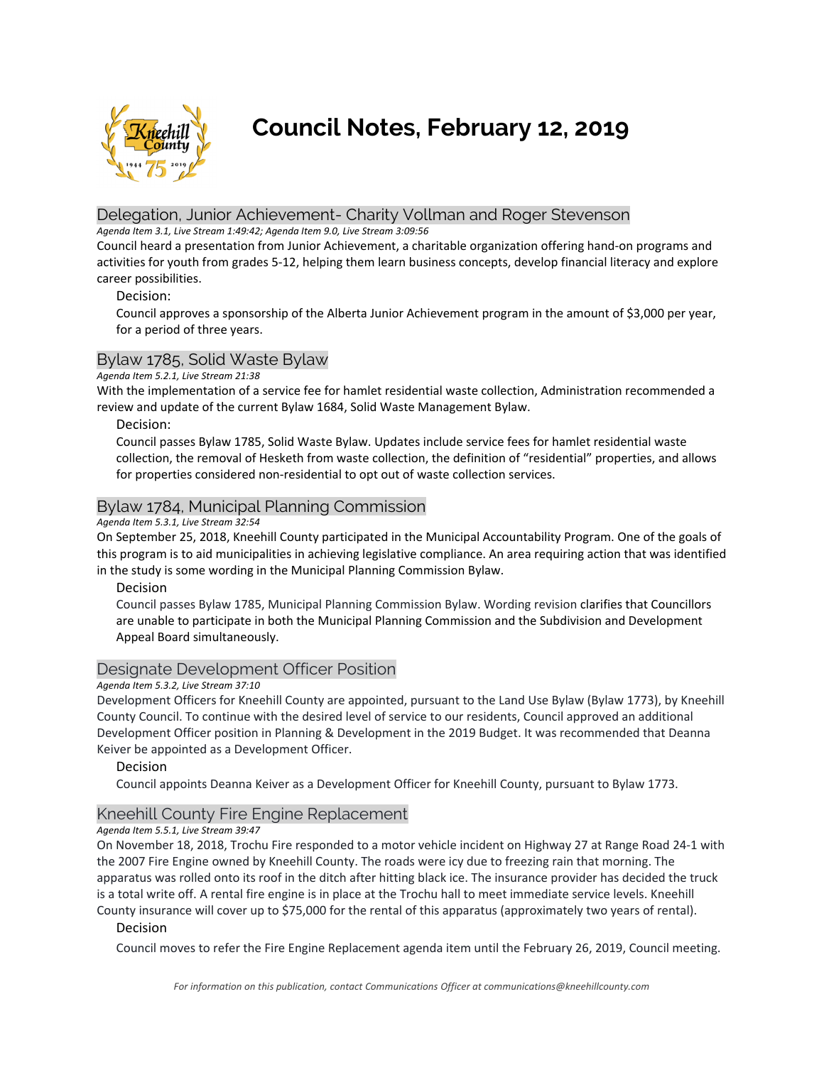# Council Notes, February 12, 2019

## Delegation, Junior Achievement- Charity Vollman and Roger Stevenson

*Agenda Item 3.1, Live Stream 1:49:42; Agenda Item 9.0, Live Stream 3:09:56*

Council heard a presentation from Junior Achievement, a charitable organization offering hand-on programs and activities for youth from grades 5-12, helping them learn business concepts, develop financial literacy and explore career possibilities.

Decision:

Council approves a sponsorship of the Alberta Junior Achievement program in the amount of $3,000 per year, for a period of three years.

## Bylaw 1785, Solid Waste Bylaw

*Agenda Item 5.2.1, Live Stream 21:38*

With the implementation of a service fee for hamlet residential waste collection, Administration recommended a review and update of the current Bylaw 1684, Solid Waste Management Bylaw.

Decision:

Council passes Bylaw 1785, Solid Waste Bylaw. Updates include service fees for hamlet residential waste collection, the removal of Hesketh from waste collection, the definition of "residential" properties, and allows for properties considered non-residential to opt out of waste collection services.

## Bylaw 1784, Municipal Planning Commission

*Agenda Item 5.3.1, Live Stream 32:54*

On September 25, 2018, Kneehill County participated in the Municipal Accountability Program. One of the goals of this program is to aid municipalities in achieving legislative compliance. An area requiring action that was identified in the study is some wording in the Municipal Planning Commission Bylaw.

Decision

Council passes Bylaw 1785, Municipal Planning Commission Bylaw. Wording revision clarifies that Councillors are unable to participate in both the Municipal Planning Commission and the Subdivision and Development Appeal Board simultaneously.

## Designate Development Officer Position

*Agenda Item 5.3.2, Live Stream 37:10*

Development Officers for Kneehill County are appointed, pursuant to the Land Use Bylaw (Bylaw 1773), by Kneehill County Council. To continue with the desired level of service to our residents, Council approved an additional Development Officer position in Planning & Development in the 2019 Budget. It was recommended that Deanna Keiver be appointed as a Development Officer.

Decision

Council appoints Deanna Keiver as a Development Officer for Kneehill County, pursuant to Bylaw 1773.

## Kneehill County Fire Engine Replacement

*Agenda Item 5.5.1, Live Stream 39:47*

On November 18, 2018, Trochu Fire responded to a motor vehicle incident on Highway 27 at Range Road 24-1 with the 2007 Fire Engine owned by Kneehill County. The roads were icy due to freezing rain that morning. The apparatus was rolled onto its roof in the ditch after hitting black ice. The insurance provider has decided the truck is a total write off. A rental fire engine is in place at the Trochu hall to meet immediate service levels. Kneehill County insurance will cover up to $75,000 for the rental of this apparatus (approximately two years of rental).

Decision

Council moves to refer the Fire Engine Replacement agenda item until the February 26, 2019, Council meeting.

*For information on this publication, contact Communications Officer at communications@kneehillcounty.com*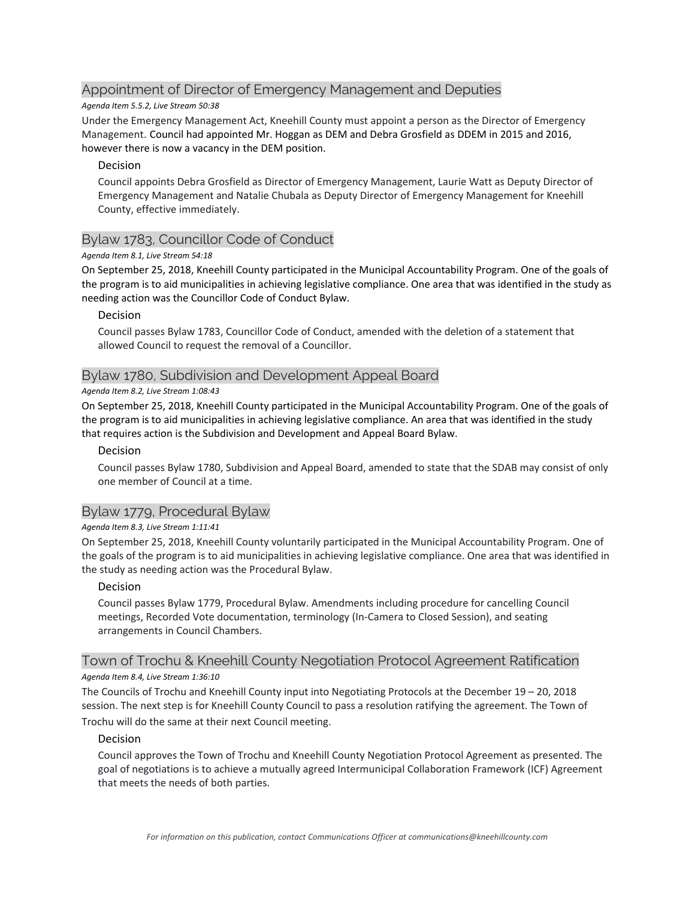## Appointment of Director of Emergency Management and Deputies

*Agenda Item 5.5.2, Live Stream 50:38*

Under the Emergency Management Act, Kneehill County must appoint a person as the Director of Emergency Management. Council had appointed Mr. Hoggan as DEM and Debra Grosfield as DDEM in 2015 and 2016, however there is now a vacancy in the DEM position.

### Decision

Council appoints Debra Grosfield as Director of Emergency Management, Laurie Watt as Deputy Director of Emergency Management and Natalie Chubala as Deputy Director of Emergency Management for Kneehill County, effective immediately.

## Bylaw 1783, Councillor Code of Conduct

*Agenda Item 8.1, Live Stream 54:18*

On September 25, 2018, Kneehill County participated in the Municipal Accountability Program. One of the goals of the program is to aid municipalities in achieving legislative compliance. One area that was identified in the study as needing action was the Councillor Code of Conduct Bylaw.

### Decision

Council passes Bylaw 1783, Councillor Code of Conduct, amended with the deletion of a statement that allowed Council to request the removal of a Councillor.

## Bylaw 1780, Subdivision and Development Appeal Board

*Agenda Item 8.2, Live Stream 1:08:43*

On September 25, 2018, Kneehill County participated in the Municipal Accountability Program. One of the goals of the program is to aid municipalities in achieving legislative compliance. An area that was identified in the study that requires action is the Subdivision and Development and Appeal Board Bylaw.

### Decision

Council passes Bylaw 1780, Subdivision and Appeal Board, amended to state that the SDAB may consist of only one member of Council at a time.

## Bylaw 1779, Procedural Bylaw

*Agenda Item 8.3, Live Stream 1:11:41*

On September 25, 2018, Kneehill County voluntarily participated in the Municipal Accountability Program. One of the goals of the program is to aid municipalities in achieving legislative compliance. One area that was identified in the study as needing action was the Procedural Bylaw.

### Decision

Council passes Bylaw 1779, Procedural Bylaw. Amendments including procedure for cancelling Council meetings, Recorded Vote documentation, terminology (In-Camera to Closed Session), and seating arrangements in Council Chambers.

## Town of Trochu & Kneehill County Negotiation Protocol Agreement Ratification

*Agenda Item 8.4, Live Stream 1:36:10*

The Councils of Trochu and Kneehill County input into Negotiating Protocols at the December 19 – 20, 2018 session. The next step is for Kneehill County Council to pass a resolution ratifying the agreement. The Town of Trochu will do the same at their next Council meeting.

### Decision

Council approves the Town of Trochu and Kneehill County Negotiation Protocol Agreement as presented. The goal of negotiations is to achieve a mutually agreed Intermunicipal Collaboration Framework (ICF) Agreement that meets the needs of both parties.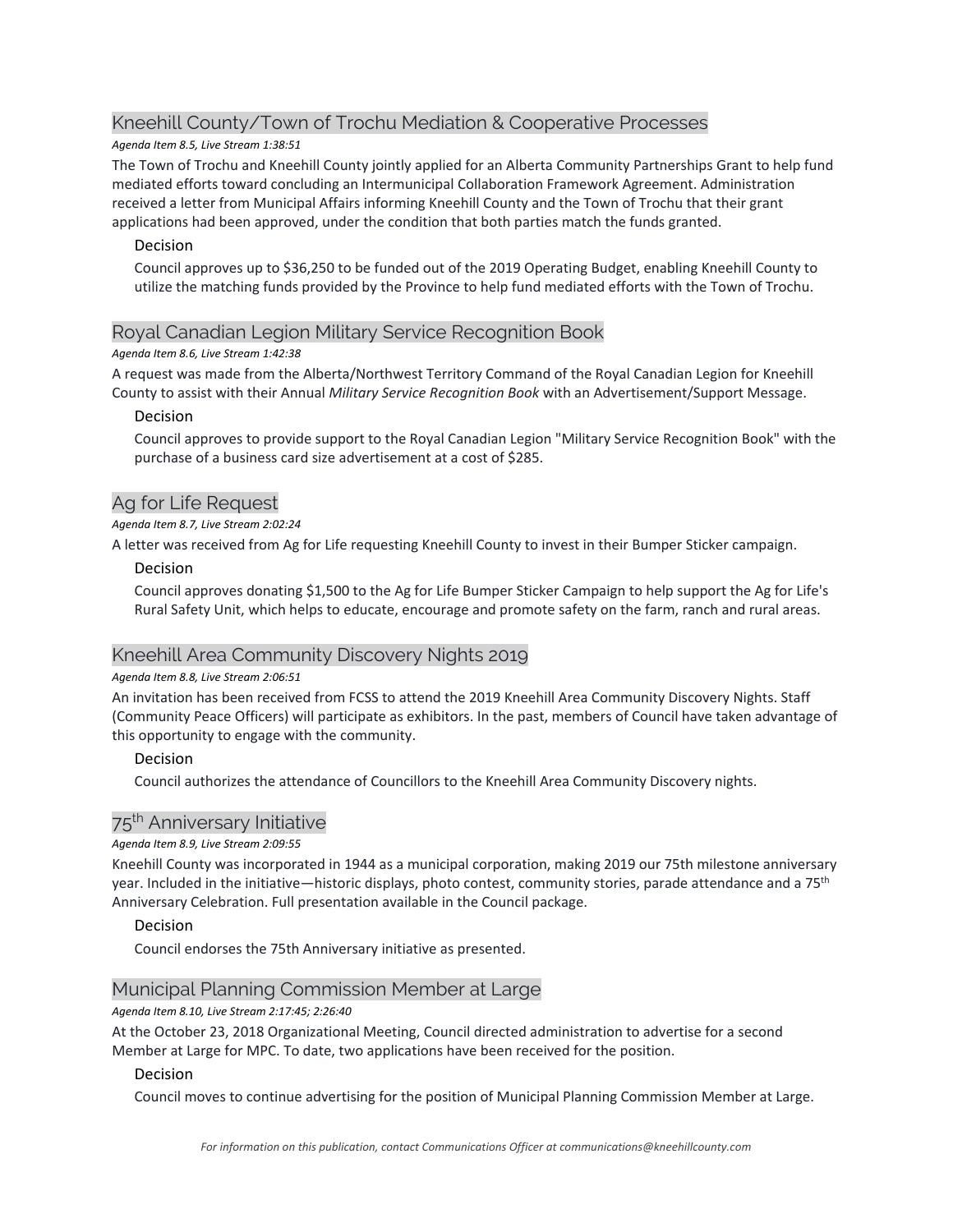## Kneehill County/Town of Trochu Mediation & Cooperative Processes

*Agenda Item 8.5, Live Stream 1:38:51*

The Town of Trochu and Kneehill County jointly applied for an Alberta Community Partnerships Grant to help fund mediated efforts toward concluding an Intermunicipal Collaboration Framework Agreement. Administration received a letter from Municipal Affairs informing Kneehill County and the Town of Trochu that their grant applications had been approved, under the condition that both parties match the funds granted.

### Decision

Council approves up to $36,250 to be funded out of the 2019 Operating Budget, enabling Kneehill County to utilize the matching funds provided by the Province to help fund mediated efforts with the Town of Trochu.

## Royal Canadian Legion Military Service Recognition Book

*Agenda Item 8.6, Live Stream 1:42:38*

A request was made from the Alberta/Northwest Territory Command of the Royal Canadian Legion for Kneehill County to assist with their Annual *Military Service Recognition Book* with an Advertisement/Support Message.

### Decision

Council approves to provide support to the Royal Canadian Legion "Military Service Recognition Book" with the purchase of a business card size advertisement at a cost of $285.

## Ag for Life Request

*Agenda Item 8.7, Live Stream 2:02:24*

A letter was received from Ag for Life requesting Kneehill County to invest in their Bumper Sticker campaign.

### Decision

Council approves donating $1,500 to the Ag for Life Bumper Sticker Campaign to help support the Ag for Life's Rural Safety Unit, which helps to educate, encourage and promote safety on the farm, ranch and rural areas.

## Kneehill Area Community Discovery Nights 2019

*Agenda Item 8.8, Live Stream 2:06:51*

An invitation has been received from FCSS to attend the 2019 Kneehill Area Community Discovery Nights. Staff (Community Peace Officers) will participate as exhibitors. In the past, members of Council have taken advantage of this opportunity to engage with the community.

### Decision

Council authorizes the attendance of Councillors to the Kneehill Area Community Discovery nights.

## 75th Anniversary Initiative

*Agenda Item 8.9, Live Stream 2:09:55*

Kneehill County was incorporated in 1944 as a municipal corporation, making 2019 our 75th milestone anniversary year. Included in the initiative—historic displays, photo contest, community stories, parade attendance and a 75th Anniversary Celebration. Full presentation available in the Council package.

### Decision

Council endorses the 75th Anniversary initiative as presented.

## Municipal Planning Commission Member at Large

*Agenda Item 8.10, Live Stream 2:17:45; 2:26:40*

At the October 23, 2018 Organizational Meeting, Council directed administration to advertise for a second Member at Large for MPC. To date, two applications have been received for the position.

### Decision

Council moves to continue advertising for the position of Municipal Planning Commission Member at Large.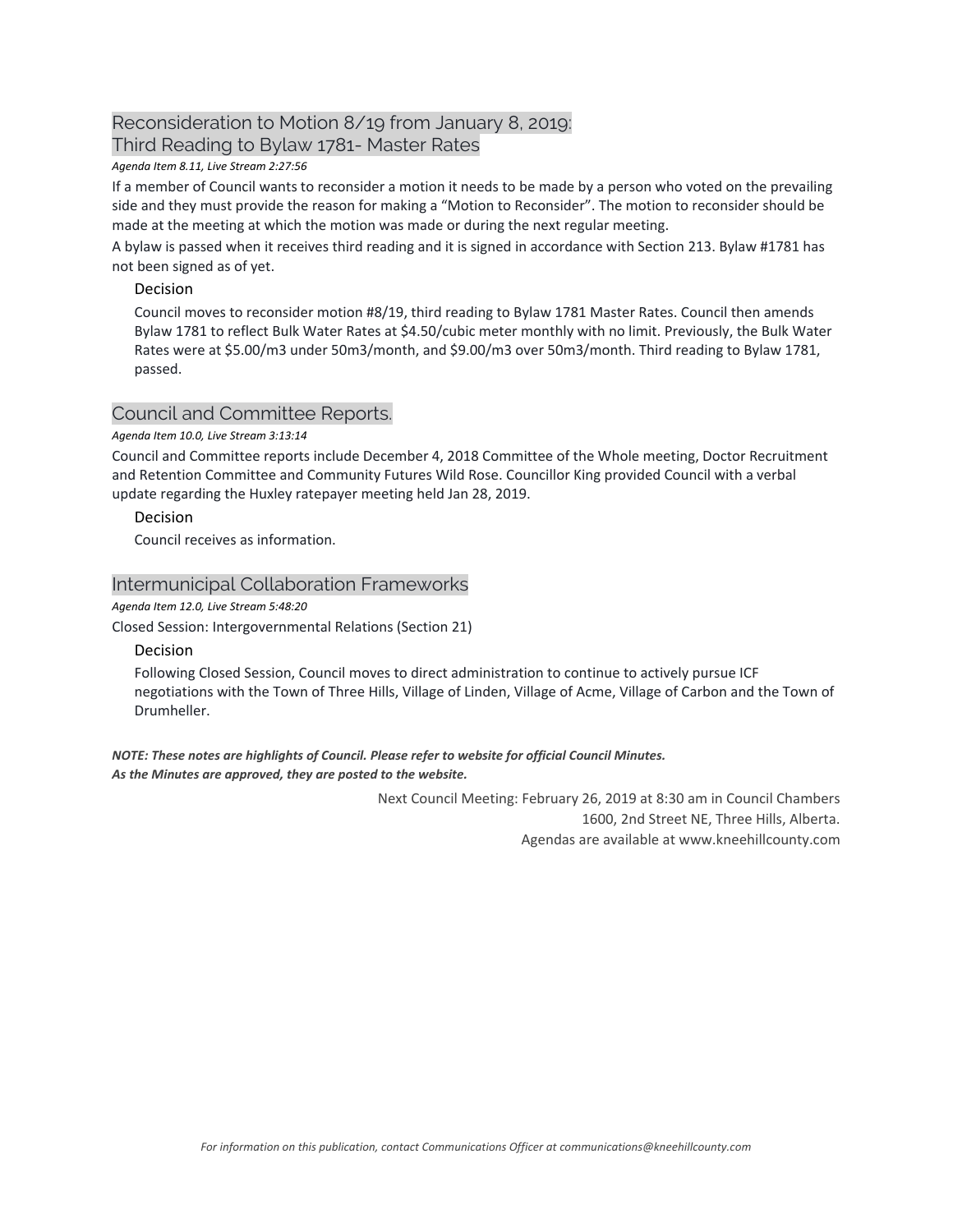## Reconsideration to Motion 8/19 from January 8, 2019: Third Reading to Bylaw 1781- Master Rates

*Agenda Item 8.11, Live Stream 2:27:56*

If a member of Council wants to reconsider a motion it needs to be made by a person who voted on the prevailing side and they must provide the reason for making a "Motion to Reconsider". The motion to reconsider should be made at the meeting at which the motion was made or during the next regular meeting.

A bylaw is passed when it receives third reading and it is signed in accordance with Section 213. Bylaw #1781 has not been signed as of yet.

### Decision

Council moves to reconsider motion #8/19, third reading to Bylaw 1781 Master Rates. Council then amends Bylaw 1781 to reflect Bulk Water Rates at $4.50/cubic meter monthly with no limit. Previously, the Bulk Water Rates were at $5.00/m3 under 50m3/month, and $9.00/m3 over 50m3/month. Third reading to Bylaw 1781, passed.

## Council and Committee Reports.

*Agenda Item 10.0, Live Stream 3:13:14*

Council and Committee reports include December 4, 2018 Committee of the Whole meeting, Doctor Recruitment and Retention Committee and Community Futures Wild Rose. Councillor King provided Council with a verbal update regarding the Huxley ratepayer meeting held Jan 28, 2019.

### Decision

Council receives as information.

## Intermunicipal Collaboration Frameworks

*Agenda Item 12.0, Live Stream 5:48:20*

Closed Session: Intergovernmental Relations (Section 21)

### Decision

Following Closed Session, Council moves to direct administration to continue to actively pursue ICF negotiations with the Town of Three Hills, Village of Linden, Village of Acme, Village of Carbon and the Town of Drumheller.

***NOTE: These notes are highlights of Council. Please refer to website for official Council Minutes. As the Minutes are approved, they are posted to the website.***

Next Council Meeting: February 26, 2019 at 8:30 am in Council Chambers
1600, 2nd Street NE, Three Hills, Alberta.
Agendas are available at www.kneehillcounty.com

*For information on this publication, contact Communications Officer at communications@kneehillcounty.com*